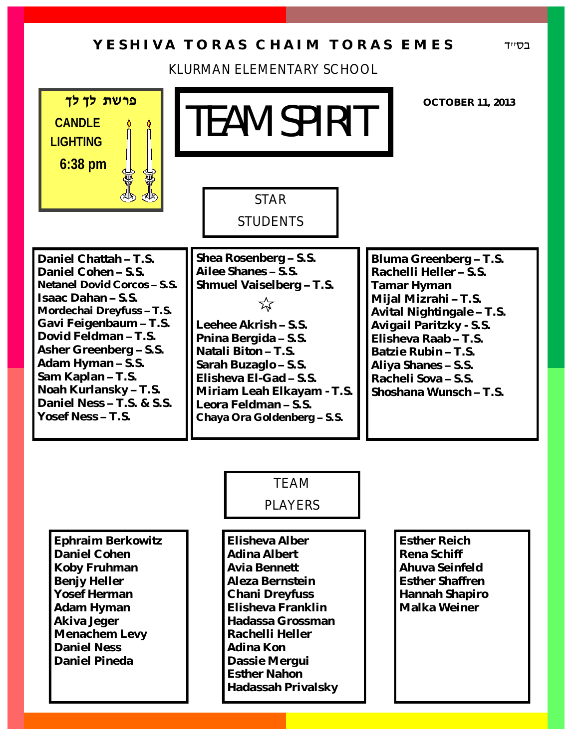# YESHIVA TORAS CHAIM TORAS EMES

בס״ד

KLURMAN ELEMENTARY SCHOOL

**פרשת לך לך**

**CANDLE LIGHTING**

**6:38 pm**

# TEAM SPIRIT

**OCTOBER 11, 2013**

## STAR STUDENTS

**Daniel Chattah – T.S.**
**Daniel Cohen – S.S.**
**Netanel Dovid Corcos – S.S.**
**Isaac Dahan – S.S.**
**Mordechai Dreyfuss – T.S.**
**Gavi Feigenbaum – T.S.**
**Dovid Feldman – T.S.**
**Asher Greenberg – S.S.**
**Adam Hyman – S.S.**
**Sam Kaplan – T.S.**
**Noah Kurlansky – T.S.**
**Daniel Ness – T.S. & S.S.**
**Yosef Ness – T.S.**

**Shea Rosenberg – S.S.**
**Ailee Shanes – S.S.**
**Shmuel Vaiselberg – T.S.**

☆

**Leehee Akrish – S.S.**
**Pnina Bergida – S.S.**
**Natali Biton – T.S.**
**Sarah Buzaglo – S.S.**
**Elisheva El-Gad – S.S.**
**Miriam Leah Elkayam - T.S.**
**Leora Feldman – S.S.**
**Chaya Ora Goldenberg – S.S.**

**Bluma Greenberg – T.S.**
**Rachelli Heller – S.S.**
**Tamar Hyman**
**Mijal Mizrahi – T.S.**
**Avital Nightingale – T.S.**
**Avigail Paritzky - S.S.**
**Elisheva Raab – T.S.**
**Batzie Rubin – T.S.**
**Aliya Shanes – S.S.**
**Racheli Sova – S.S.**
**Shoshana Wunsch – T.S.**

## TEAM PLAYERS

**Ephraim Berkowitz**
**Daniel Cohen**
**Koby Fruhman**
**Benjy Heller**
**Yosef Herman**
**Adam Hyman**
**Akiva Jeger**
**Menachem Levy**
**Daniel Ness**
**Daniel Pineda**

**Elisheva Alber**
**Adina Albert**
**Avia Bennett**
**Aleza Bernstein**
**Chani Dreyfuss**
**Elisheva Franklin**
**Hadassa Grossman**
**Rachelli Heller**
**Adina Kon**
**Dassie Mergui**
**Esther Nahon**
**Hadassah Privalsky**

**Esther Reich**
**Rena Schiff**
**Ahuva Seinfeld**
**Esther Shaffren**
**Hannah Shapiro**
**Malka Weiner**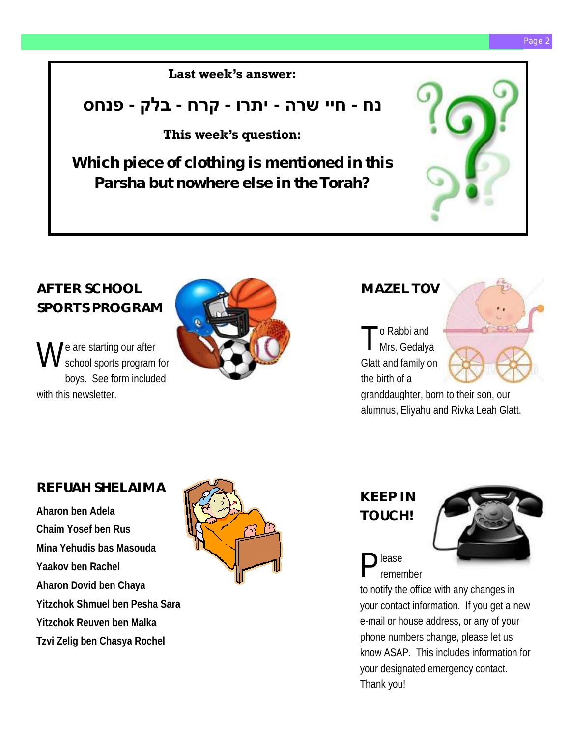**Last week's answer:**

**נח - חיי שרה - יתרו - קרח - בלק - פנחס**

**This week's question:**

**Which piece of clothing is mentioned in this Parsha but nowhere else in the Torah?**

## AFTER SCHOOL SPORTS PROGRAM

We are starting our after school sports program for boys. See form included with this newsletter.

## MAZEL TOV

To Rabbi and Mrs. Gedalya Glatt and family on the birth of a granddaughter, born to their son, our alumnus, Eliyahu and Rivka Leah Glatt.

## REFUAH SHELAIMA

**Aharon ben Adela**
**Chaim Yosef ben Rus**
**Mina Yehudis bas Masouda**
**Yaakov ben Rachel**
**Aharon Dovid ben Chaya**
**Yitzchok Shmuel ben Pesha Sara**
**Yitzchok Reuven ben Malka**
**Tzvi Zelig ben Chasya Rochel**

## KEEP IN TOUCH!

Please remember to notify the office with any changes in your contact information. If you get a new e-mail or house address, or any of your phone numbers change, please let us know ASAP. This includes information for your designated emergency contact. Thank you!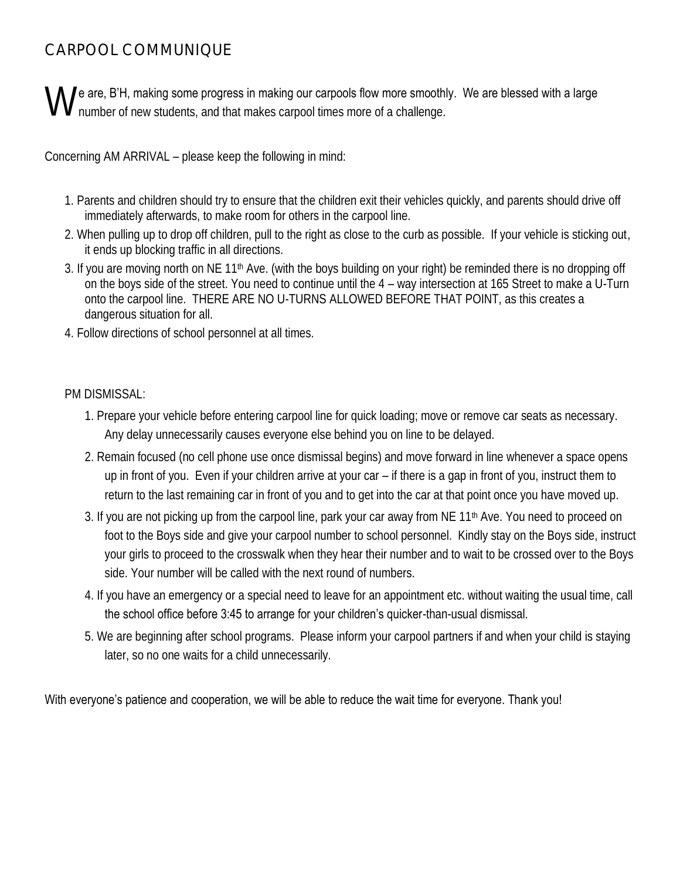# CARPOOL COMMUNIQUE

We are, B'H, making some progress in making our carpools flow more smoothly. We are blessed with a large number of new students, and that makes carpool times more of a challenge.

Concerning AM ARRIVAL – please keep the following in mind:

1. Parents and children should try to ensure that the children exit their vehicles quickly, and parents should drive off immediately afterwards, to make room for others in the carpool line.
2. When pulling up to drop off children, pull to the right as close to the curb as possible. If your vehicle is sticking out, it ends up blocking traffic in all directions.
3. If you are moving north on NE 11th Ave. (with the boys building on your right) be reminded there is no dropping off on the boys side of the street. You need to continue until the 4 – way intersection at 165 Street to make a U-Turn onto the carpool line. THERE ARE NO U-TURNS ALLOWED BEFORE THAT POINT, as this creates a dangerous situation for all.
4. Follow directions of school personnel at all times.

PM DISMISSAL:

1. Prepare your vehicle before entering carpool line for quick loading; move or remove car seats as necessary. Any delay unnecessarily causes everyone else behind you on line to be delayed.
2. Remain focused (no cell phone use once dismissal begins) and move forward in line whenever a space opens up in front of you. Even if your children arrive at your car – if there is a gap in front of you, instruct them to return to the last remaining car in front of you and to get into the car at that point once you have moved up.
3. If you are not picking up from the carpool line, park your car away from NE 11th Ave. You need to proceed on foot to the Boys side and give your carpool number to school personnel. Kindly stay on the Boys side, instruct your girls to proceed to the crosswalk when they hear their number and to wait to be crossed over to the Boys side. Your number will be called with the next round of numbers.
4. If you have an emergency or a special need to leave for an appointment etc. without waiting the usual time, call the school office before 3:45 to arrange for your children's quicker-than-usual dismissal.
5. We are beginning after school programs. Please inform your carpool partners if and when your child is staying later, so no one waits for a child unnecessarily.

With everyone's patience and cooperation, we will be able to reduce the wait time for everyone. Thank you!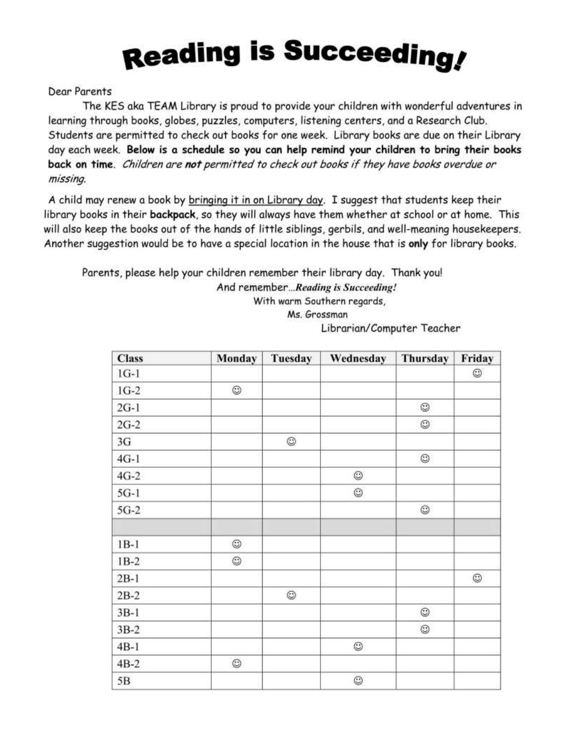# Reading is Succeeding!

Dear Parents

The KES aka TEAM Library is proud to provide your children with wonderful adventures in learning through books, globes, puzzles, computers, listening centers, and a Research Club. Students are permitted to check out books for one week. Library books are due on their Library day each week. **Below is a schedule so you can help remind your children to bring their books back on time**. *Children are **not** permitted to check out books if they have books overdue or missing.*

A child may renew a book by <u>bringing it in on Library day</u>. I suggest that students keep their library books in their **backpack**, so they will always have them whether at school or at home. This will also keep the books out of the hands of little siblings, gerbils, and well-meaning housekeepers. Another suggestion would be to have a special location in the house that is **only** for library books.

Parents, please help your children remember their library day. Thank you!

And remember...***Reading is Succeeding!***

With warm Southern regards,

Ms. Grossman

Librarian/Computer Teacher

| Class | Monday | Tuesday | Wednesday | Thursday | Friday |
|---|---|---|---|---|---|
| 1G-1 | | | | | ☺ |
| 1G-2 | ☺ | | | | |
| 2G-1 | | | | ☺ | |
| 2G-2 | | | | ☺ | |
| 3G | | ☺ | | | |
| 4G-1 | | | | ☺ | |
| 4G-2 | | | ☺ | | |
| 5G-1 | | | ☺ | | |
| 5G-2 | | | | ☺ | |
| | | | | | |
| 1B-1 | ☺ | | | | |
| 1B-2 | ☺ | | | | |
| 2B-1 | | | | | ☺ |
| 2B-2 | | ☺ | | | |
| 3B-1 | | | | ☺ | |
| 3B-2 | | | | ☺ | |
| 4B-1 | | | ☺ | | |
| 4B-2 | ☺ | | | | |
| 5B | | | ☺ | | |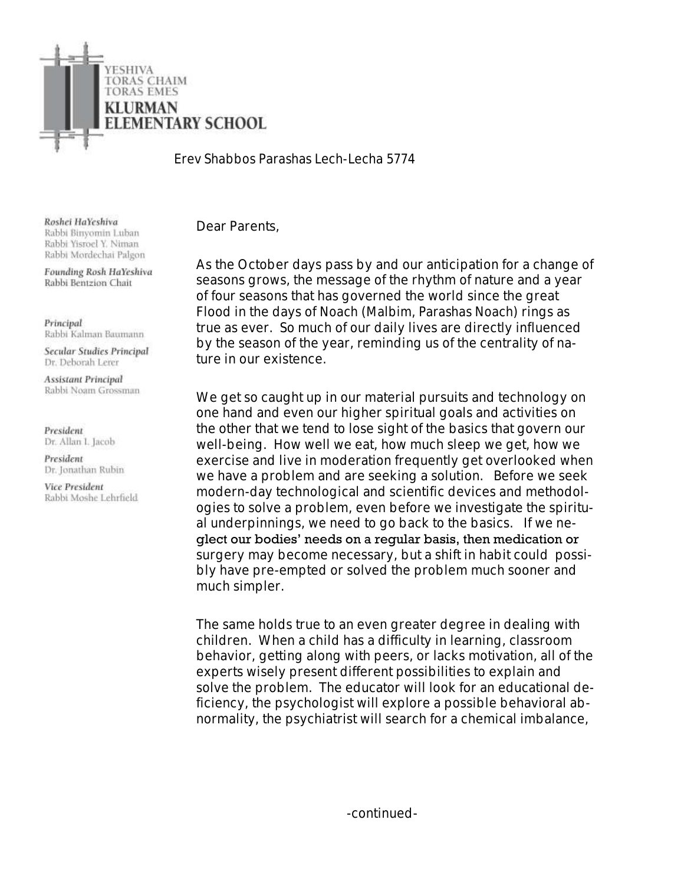# YESHIVA TORAS CHAIM TORAS EMES
## KLURMAN ELEMENTARY SCHOOL

Erev Shabbos Parashas Lech-Lecha 5774

*Roshei HaYeshiva*
Rabbi Binyomin Luban
Rabbi Yisroel Y. Niman
Rabbi Mordechai Palgon

*Founding Rosh HaYeshiva*
Rabbi Bentzion Chait

*Principal*
Rabbi Kalman Baumann

*Secular Studies Principal*
Dr. Deborah Lerer

*Assistant Principal*
Rabbi Noam Grossman

*President*
Dr. Allan I. Jacob

*President*
Dr. Jonathan Rubin

*Vice President*
Rabbi Moshe Lehrfield

Dear Parents,

As the October days pass by and our anticipation for a change of seasons grows, the message of the rhythm of nature and a year of four seasons that has governed the world since the great Flood in the days of Noach (Malbim, Parashas Noach) rings as true as ever. So much of our daily lives are directly influenced by the season of the year, reminding us of the centrality of nature in our existence.

We get so caught up in our material pursuits and technology on one hand and even our higher spiritual goals and activities on the other that we tend to lose sight of the basics that govern our well-being. How well we eat, how much sleep we get, how we exercise and live in moderation frequently get overlooked when we have a problem and are seeking a solution. Before we seek modern-day technological and scientific devices and methodologies to solve a problem, even before we investigate the spiritual underpinnings, we need to go back to the basics. If we neglect our bodies' needs on a regular basis, then medication or surgery may become necessary, but a shift in habit could possibly have pre-empted or solved the problem much sooner and much simpler.

The same holds true to an even greater degree in dealing with children. When a child has a difficulty in learning, classroom behavior, getting along with peers, or lacks motivation, all of the experts wisely present different possibilities to explain and solve the problem. The educator will look for an educational deficiency, the psychologist will explore a possible behavioral abnormality, the psychiatrist will search for a chemical imbalance,

-continued-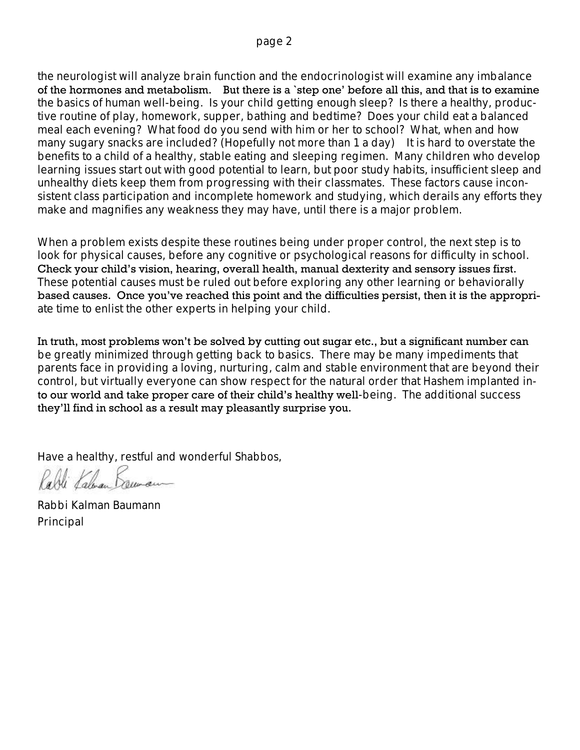the neurologist will analyze brain function and the endocrinologist will examine any imbalance of the hormones and metabolism. But there is a `step one' before all this, and that is to examine the basics of human well-being. Is your child getting enough sleep? Is there a healthy, productive routine of play, homework, supper, bathing and bedtime? Does your child eat a balanced meal each evening? What food do you send with him or her to school? What, when and how many sugary snacks are included? (Hopefully not more than 1 a day) It is hard to overstate the benefits to a child of a healthy, stable eating and sleeping regimen. Many children who develop learning issues start out with good potential to learn, but poor study habits, insufficient sleep and unhealthy diets keep them from progressing with their classmates. These factors cause inconsistent class participation and incomplete homework and studying, which derails any efforts they make and magnifies any weakness they may have, until there is a major problem.

When a problem exists despite these routines being under proper control, the next step is to look for physical causes, before any cognitive or psychological reasons for difficulty in school. Check your child's vision, hearing, overall health, manual dexterity and sensory issues first. These potential causes must be ruled out before exploring any other learning or behaviorally based causes. Once you've reached this point and the difficulties persist, then it is the appropriate time to enlist the other experts in helping your child.

In truth, most problems won't be solved by cutting out sugar etc., but a significant number can be greatly minimized through getting back to basics. There may be many impediments that parents face in providing a loving, nurturing, calm and stable environment that are beyond their control, but virtually everyone can show respect for the natural order that Hashem implanted into our world and take proper care of their child's healthy well-being. The additional success they'll find in school as a result may pleasantly surprise you.

Have a healthy, restful and wonderful Shabbos,

Rabbi Kalman Baumann

Rabbi Kalman Baumann
Principal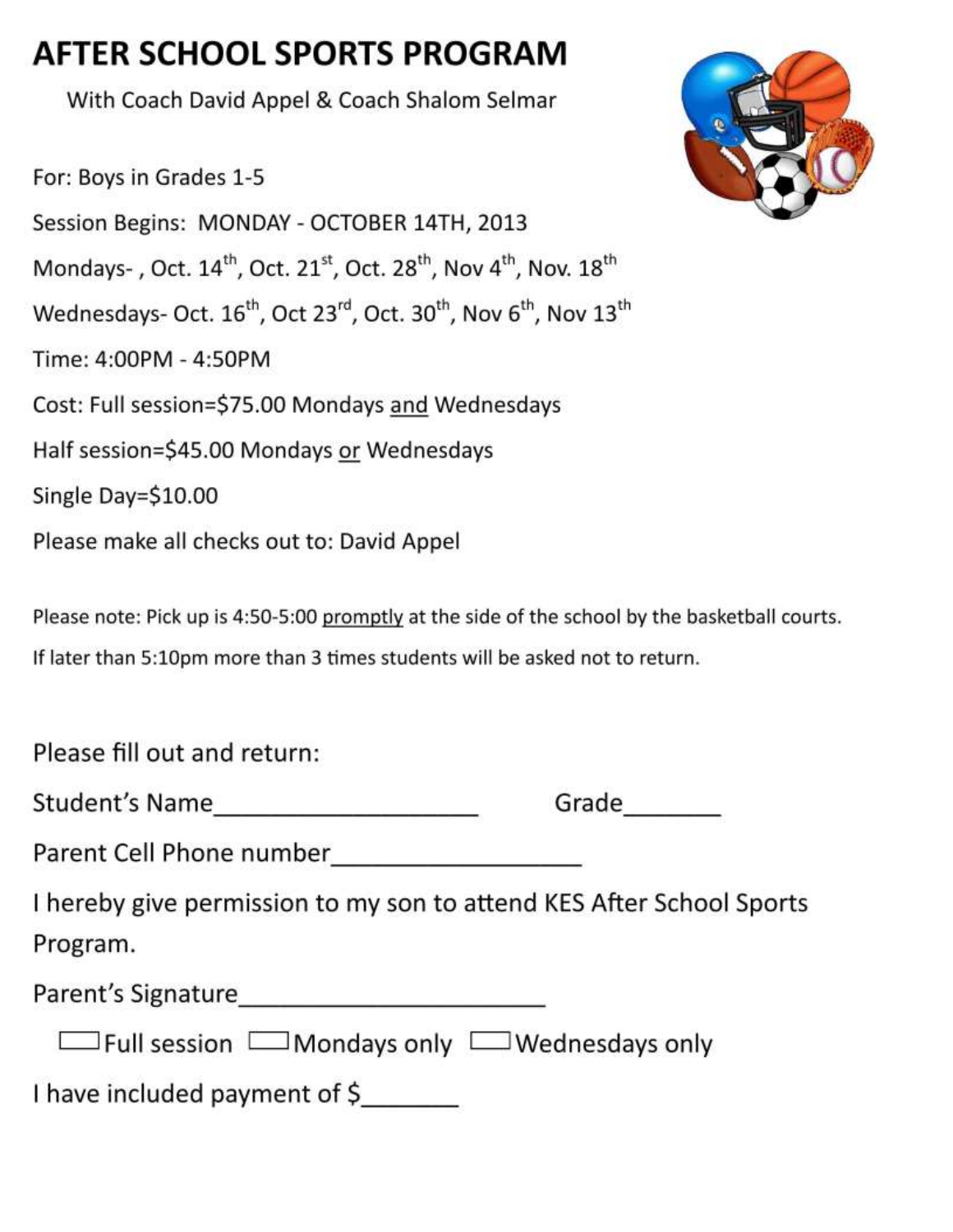# AFTER SCHOOL SPORTS PROGRAM

With Coach David Appel & Coach Shalom Selmar

For: Boys in Grades 1-5

Session Begins: MONDAY - OCTOBER 14TH, 2013

Mondays- , Oct. 14th, Oct. 21st, Oct. 28th, Nov 4th, Nov. 18th

Wednesdays- Oct. 16th, Oct 23rd, Oct. 30th, Nov 6th, Nov 13th

Time: 4:00PM - 4:50PM

Cost: Full session=$75.00 Mondays and Wednesdays

Half session=$45.00 Mondays or Wednesdays

Single Day=$10.00

Please make all checks out to: David Appel

Please note: Pick up is 4:50-5:00 promptly at the side of the school by the basketball courts.

If later than 5:10pm more than 3 times students will be asked not to return.

Please fill out and return:

Student's Name____________________ Grade_______

Parent Cell Phone number__________________

I hereby give permission to my son to attend KES After School Sports Program.

Parent's Signature______________________

☐ Full session ☐ Mondays only ☐ Wednesdays only

I have included payment of $_______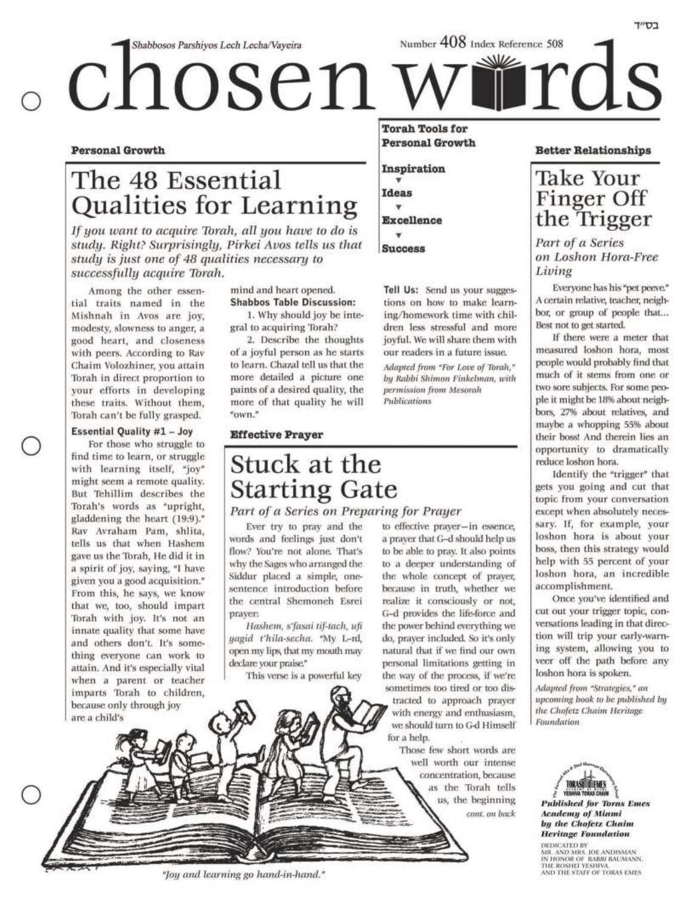בס"ד

*Shabbosos Parshiyos Lech Lecha/Vayeira*

Number 408 Index Reference 508

# chosen words

**Torah Tools for Personal Growth**

**Inspiration** ▼ **Ideas** ▼ **Excellence** ▼ **Success**

**Personal Growth**

## The 48 Essential Qualities for Learning

*If you want to acquire Torah, all you have to do is study. Right? Surprisingly, Pirkei Avos tells us that study is just one of 48 qualities necessary to successfully acquire Torah.*

Among the other essential traits named in the Mishnah in Avos are joy, modesty, slowness to anger, a good heart, and closeness with peers. According to Rav Chaim Volozhiner, you attain Torah in direct proportion to your efforts in developing these traits. Without them, Torah can't be fully grasped.

**Essential Quality #1 – Joy**

For those who struggle to find time to learn, or struggle with learning itself, "joy" might seem a remote quality. But Tehillim describes the Torah's words as "upright, gladdening the heart (19:9)." Rav Avraham Pam, shlita, tells us that when Hashem gave us the Torah, He did it in a spirit of joy, saying, "I have given you a good acquisition." From this, he says, we know that we, too, should impart Torah with joy. It's not an innate quality that some have and others don't. It's something everyone can work to attain. And it's especially vital when a parent or teacher imparts Torah to children, because only through joy are a child's mind and heart opened.

**Shabbos Table Discussion:**

1. Why should joy be integral to acquiring Torah?
2. Describe the thoughts of a joyful person as he starts to learn. Chazal tell us that the more detailed a picture one paints of a desired quality, the more of that quality he will "own."

**Tell Us:** Send us your suggestions on how to make learning/homework time with children less stressful and more joyful. We will share them with our readers in a future issue.

*Adapted from "For Love of Torah," by Rabbi Shimon Finkelman, with permission from Mesorah Publications*

*"Joy and learning go hand-in-hand."*

**Effective Prayer**

## Stuck at the Starting Gate

*Part of a Series on Preparing for Prayer*

Ever try to pray and the words and feelings just don't flow? You're not alone. That's why the Sages who arranged the Siddur placed a simple, one-sentence introduction before the central Shemoneh Esrei prayer:

*Hashem, s'fasai tif-tach, ufi yagid t'hila-secha.* "My L-rd, open my lips, that my mouth may declare your praise."

This verse is a powerful key to effective prayer—in essence, a prayer that G–d should help us to be able to pray. It also points to a deeper understanding of the whole concept of prayer, because in truth, whether we realize it consciously or not, G–d provides the life-force and the power behind everything we do, prayer included. So it's only natural that if we find our own personal limitations getting in the way of the process, if we're sometimes too tired or too distracted to approach prayer with energy and enthusiasm, we should turn to G-d Himself for a help.

Those few short words are well worth our intense concentration, because as the Torah tells us, the beginning

*cont. on back*

**Better Relationships**

## Take Your Finger Off the Trigger

*Part of a Series on Loshon Hora-Free Living*

Everyone has his "pet peeve." A certain relative, teacher, neighbor, or group of people that... Best not to get started.

If there were a meter that measured loshon hora, most people would probably find that much of it stems from one or two sore subjects. For some people it might be 18% about neighbors, 27% about relatives, and maybe a whopping 55% about their boss! And therein lies an opportunity to dramatically reduce loshon hora.

Identify the "trigger" that gets you going and cut that topic from your conversation except when absolutely necessary. If, for example, your loshon hora is about your boss, then this strategy would help with 55 percent of your loshon hora, an incredible accomplishment.

Once you've identified and cut out your trigger topic, conversations leading in that direction will trip your early-warning system, allowing you to veer off the path before any loshon hora is spoken.

*Adapted from "Strategies," an upcoming book to be published by the Chofetz Chaim Heritage Foundation*

***Published for Toras Emes Academy of Miami by the Chofetz Chaim Heritage Foundation***

DEDICATED BY MR. AND MRS. JOE ANDISMAN IN HONOR OF RABBI BAUMANN, THE ROSHEI YESHIVA, AND THE STAFF OF TORAS EMES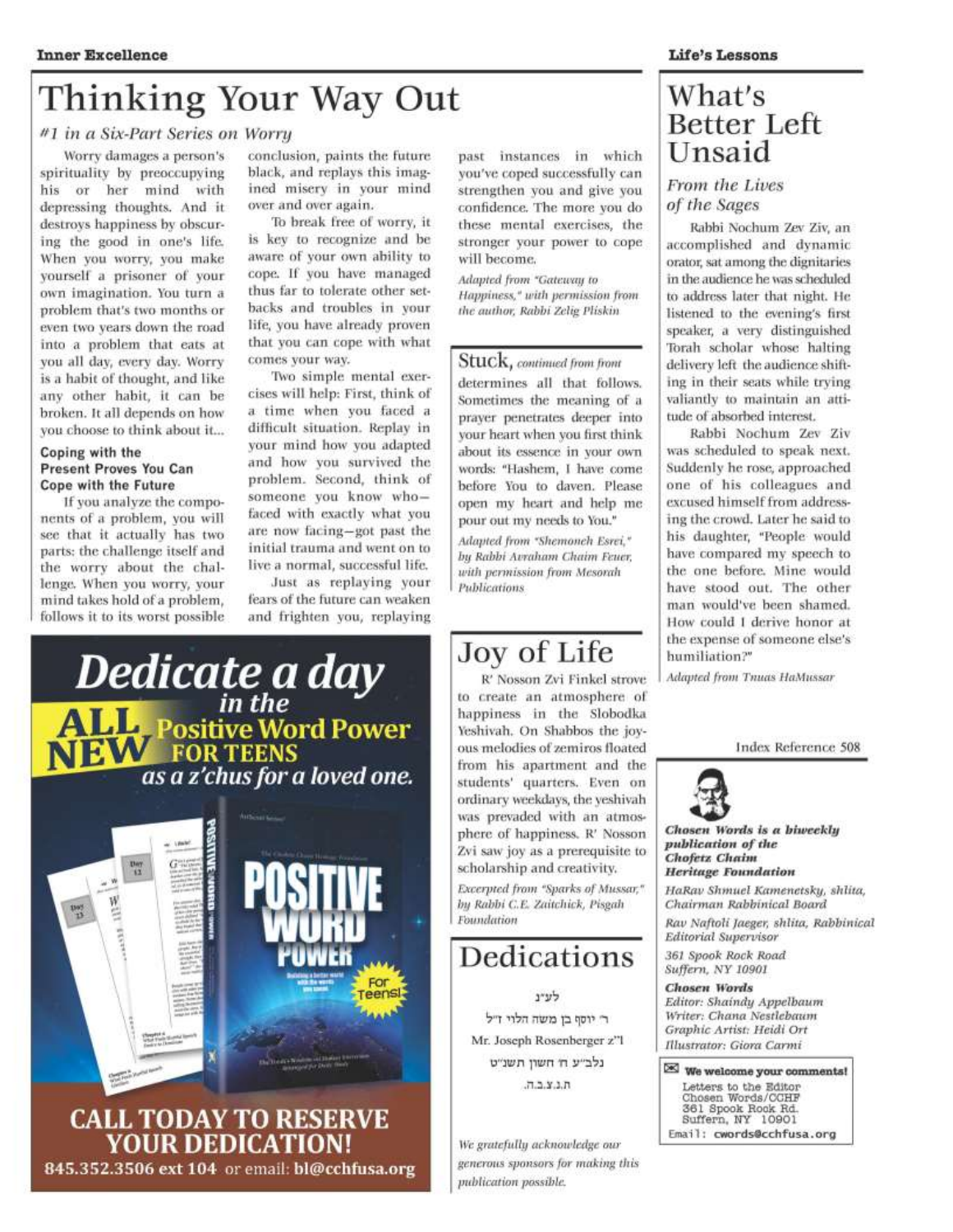Inner Excellence

# Thinking Your Way Out

*#1 in a Six-Part Series on Worry*

Worry damages a person's spirituality by preoccupying his or her mind with depressing thoughts. And it destroys happiness by obscuring the good in one's life. When you worry, you make yourself a prisoner of your own imagination. You turn a problem that's two months or even two years down the road into a problem that eats at you all day, every day. Worry is a habit of thought, and like any other habit, it can be broken. It all depends on how you choose to think about it...

### Coping with the Present Proves You Can Cope with the Future

If you analyze the components of a problem, you will see that it actually has two parts: the challenge itself and the worry about the challenge. When you worry, your mind takes hold of a problem, follows it to its worst possible conclusion, paints the future black, and replays this imagined misery in your mind over and over again.

To break free of worry, it is key to recognize and be aware of your own ability to cope. If you have managed thus far to tolerate other setbacks and troubles in your life, you have already proven that you can cope with what comes your way.

Two simple mental exercises will help: First, think of a time when you faced a difficult situation. Replay in your mind how you adapted and how you survived the problem. Second, think of someone you know who—faced with exactly what you are now facing—got past the initial trauma and went on to live a normal, successful life.

Just as replaying your fears of the future can weaken and frighten you, replaying past instances in which you've coped successfully can strengthen you and give you confidence. The more you do these mental exercises, the stronger your power to cope will become.

*Adapted from "Gateway to Happiness," with permission from the author, Rabbi Zelig Pliskin*

## Stuck, *continued from front*

determines all that follows. Sometimes the meaning of a prayer penetrates deeper into your heart when you first think about its essence in your own words: "Hashem, I have come before You to daven. Please open my heart and help me pour out my needs to You."

*Adapted from "Shemoneh Esrei," by Rabbi Avraham Chaim Feuer, with permission from Mesorah Publications*

# Dedicate a day in the ALL NEW Positive Word Power FOR TEENS as a z'chus for a loved one.

**CALL TODAY TO RESERVE YOUR DEDICATION!**

845.352.3506 ext 104 or email: bl@cchfusa.org

## Joy of Life

R' Nosson Zvi Finkel strove to create an atmosphere of happiness in the Slobodka Yeshivah. On Shabbos the joyous melodies of zemiros floated from his apartment and the students' quarters. Even on ordinary weekdays, the yeshivah was prevaded with an atmosphere of happiness. R' Nosson Zvi saw joy as a prerequisite to scholarship and creativity.

*Excerpted from "Sparks of Mussar," by Rabbi C.E. Zaitchick, Pisgah Foundation*

## Dedications

לע"נ

ר' יוסף בן משה הלוי ז"ל

Mr. Joseph Rosenberger z"l

נלב"ע ח' חשון תשנ"ט

ת.נ.צ.ב.ה.

*We gratefully acknowledge our generous sponsors for making this publication possible.*

Life's Lessons

# What's Better Left Unsaid

*From the Lives of the Sages*

Rabbi Nochum Zev Ziv, an accomplished and dynamic orator, sat among the dignitaries in the audience he was scheduled to address later that night. He listened to the evening's first speaker, a very distinguished Torah scholar whose halting delivery left the audience shifting in their seats while trying valiantly to maintain an attitude of absorbed interest.

Rabbi Nochum Zev Ziv was scheduled to speak next. Suddenly he rose, approached one of his colleagues and excused himself from addressing the crowd. Later he said to his daughter, "People would have compared my speech to the one before. Mine would have stood out. The other man would've been shamed. How could I derive honor at the expense of someone else's humiliation?"

*Adapted from Tnuas HaMussar*

Index Reference 508

***Chosen Words is a biweekly publication of the Chofetz Chaim Heritage Foundation***

*HaRav Shmuel Kamenetsky, shlita, Chairman Rabbinical Board*

*Rav Naftoli Jaeger, shlita, Rabbinical Editorial Supervisor*

*361 Spook Rock Road*
*Suffern, NY 10901*

***Chosen Words***
*Editor: Shaindy Appelbaum*
*Writer: Chana Nestlebaum*
*Graphic Artist: Heidi Ort*
*Illustrator: Giora Carmi*

**We welcome your comments!**

Letters to the Editor
Chosen Words/CCHF
361 Spook Rock Rd.
Suffern, NY 10901
Email: cwords@cchfusa.org